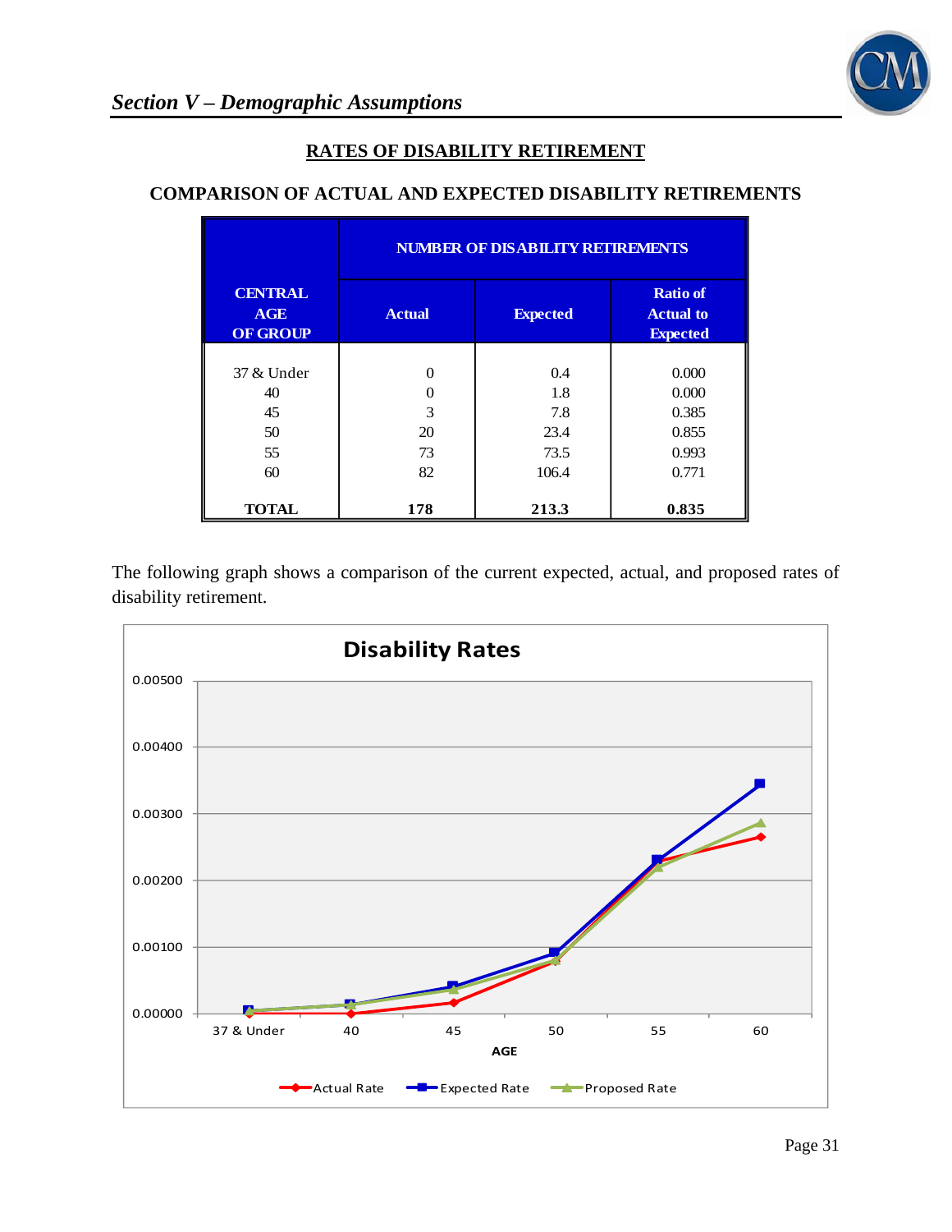## Section V – Demographic Assumptions

### RATES OF DISABILITY RETIREMENT

#### COMPARISON OF ACTUAL AND EXPECTED DISABILITY RETIREMENTS

| CENTRAL AGE OF GROUP | NUMBER OF DISABILITY RETIREMENTS | | |
|---|---|---|---|
| | Actual | Expected | Ratio of Actual to Expected |
| 37 & Under | 0 | 0.4 | 0.000 |
| 40 | 0 | 1.8 | 0.000 |
| 45 | 3 | 7.8 | 0.385 |
| 50 | 20 | 23.4 | 0.855 |
| 55 | 73 | 73.5 | 0.993 |
| 60 | 82 | 106.4 | 0.771 |
| **TOTAL** | **178** | **213.3** | **0.835** |

The following graph shows a comparison of the current expected, actual, and proposed rates of disability retirement.

**Disability Rates**

(Chart: y-axis 0.00000 to 0.00500; x-axis AGE: 37 & Under, 40, 45, 50, 55, 60; series: Actual Rate, Expected Rate, Proposed Rate)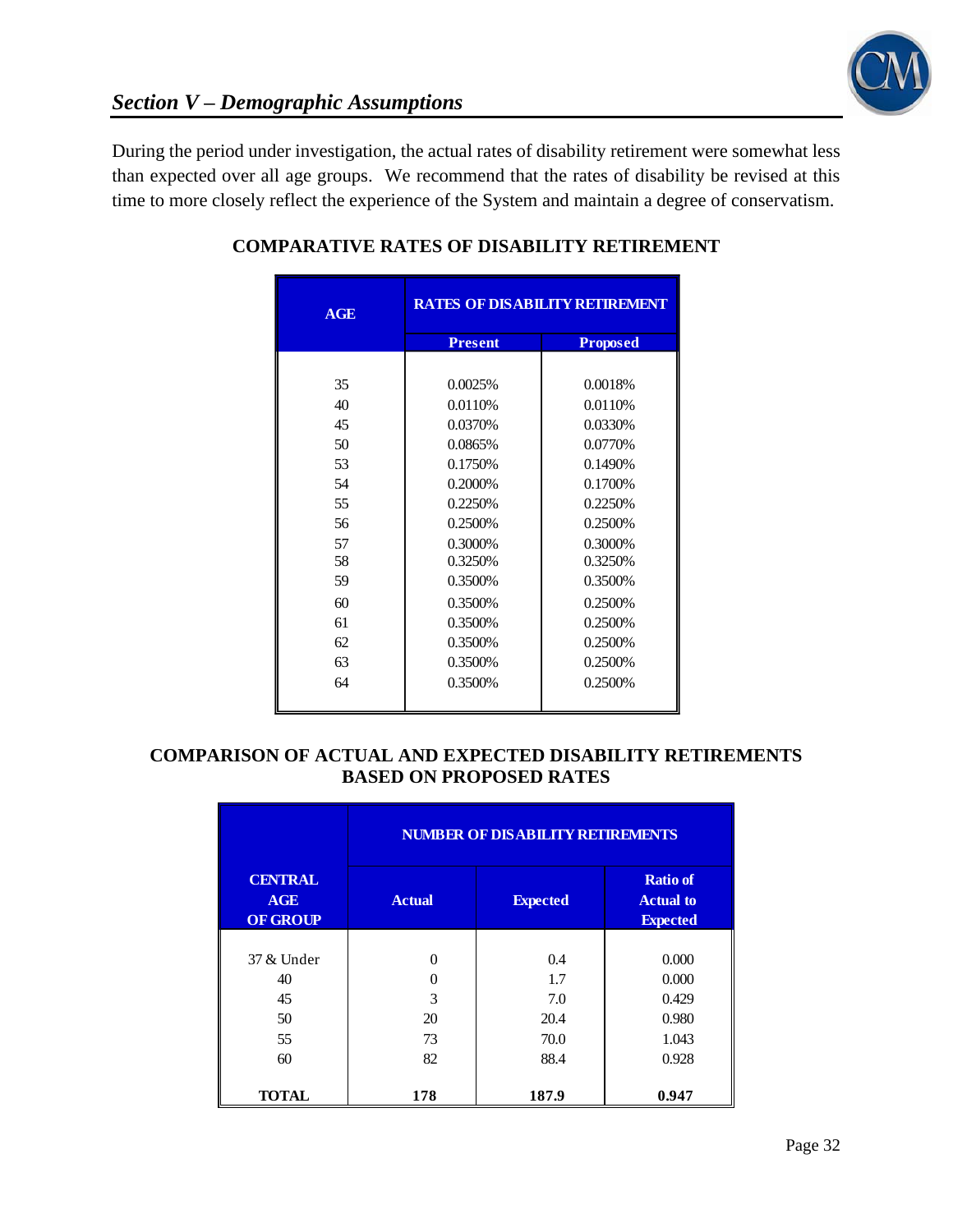## *Section V – Demographic Assumptions*

During the period under investigation, the actual rates of disability retirement were somewhat less than expected over all age groups. We recommend that the rates of disability be revised at this time to more closely reflect the experience of the System and maintain a degree of conservatism.

### COMPARATIVE RATES OF DISABILITY RETIREMENT

| AGE | RATES OF DISABILITY RETIREMENT | |
|---|---|---|
| | Present | Proposed |
| 35 | 0.0025% | 0.0018% |
| 40 | 0.0110% | 0.0110% |
| 45 | 0.0370% | 0.0330% |
| 50 | 0.0865% | 0.0770% |
| 53 | 0.1750% | 0.1490% |
| 54 | 0.2000% | 0.1700% |
| 55 | 0.2250% | 0.2250% |
| 56 | 0.2500% | 0.2500% |
| 57 | 0.3000% | 0.3000% |
| 58 | 0.3250% | 0.3250% |
| 59 | 0.3500% | 0.3500% |
| 60 | 0.3500% | 0.2500% |
| 61 | 0.3500% | 0.2500% |
| 62 | 0.3500% | 0.2500% |
| 63 | 0.3500% | 0.2500% |
| 64 | 0.3500% | 0.2500% |

### COMPARISON OF ACTUAL AND EXPECTED DISABILITY RETIREMENTS BASED ON PROPOSED RATES

| CENTRAL AGE OF GROUP | NUMBER OF DISABILITY RETIREMENTS | | |
|---|---|---|---|
| | Actual | Expected | Ratio of Actual to Expected |
| 37 & Under | 0 | 0.4 | 0.000 |
| 40 | 0 | 1.7 | 0.000 |
| 45 | 3 | 7.0 | 0.429 |
| 50 | 20 | 20.4 | 0.980 |
| 55 | 73 | 70.0 | 1.043 |
| 60 | 82 | 88.4 | 0.928 |
| **TOTAL** | **178** | **187.9** | **0.947** |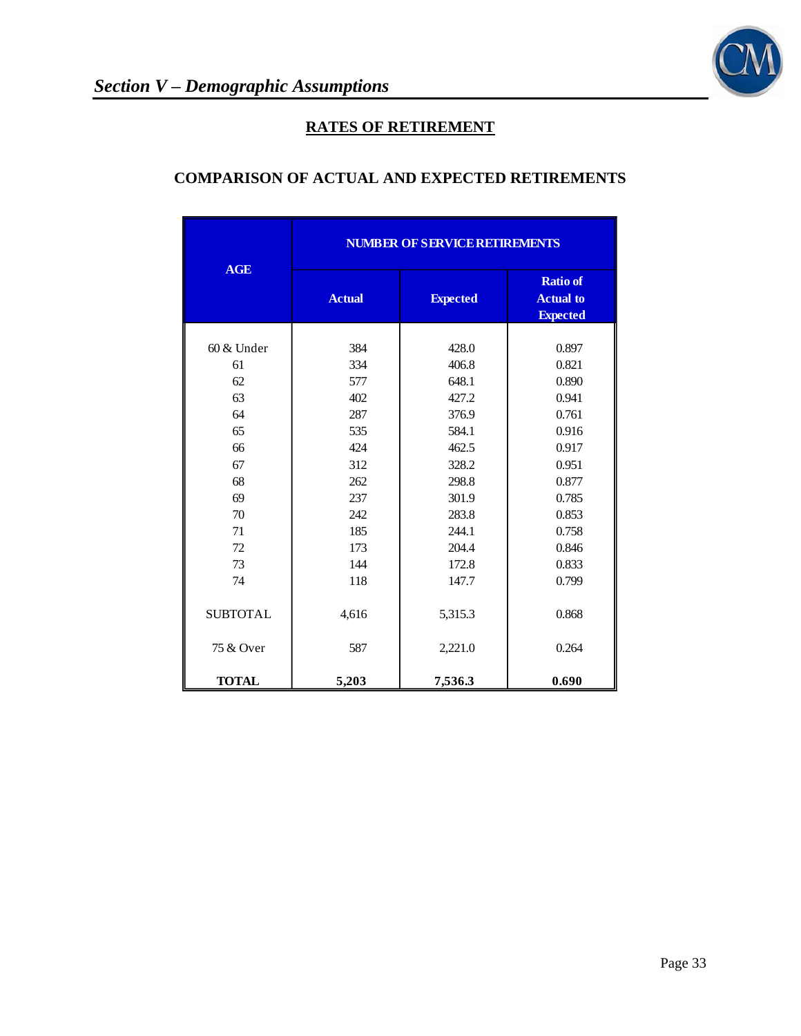## RATES OF RETIREMENT

### COMPARISON OF ACTUAL AND EXPECTED RETIREMENTS

| AGE | NUMBER OF SERVICE RETIREMENTS | | |
|---|---|---|---|
| | Actual | Expected | Ratio of Actual to Expected |
| 60 & Under | 384 | 428.0 | 0.897 |
| 61 | 334 | 406.8 | 0.821 |
| 62 | 577 | 648.1 | 0.890 |
| 63 | 402 | 427.2 | 0.941 |
| 64 | 287 | 376.9 | 0.761 |
| 65 | 535 | 584.1 | 0.916 |
| 66 | 424 | 462.5 | 0.917 |
| 67 | 312 | 328.2 | 0.951 |
| 68 | 262 | 298.8 | 0.877 |
| 69 | 237 | 301.9 | 0.785 |
| 70 | 242 | 283.8 | 0.853 |
| 71 | 185 | 244.1 | 0.758 |
| 72 | 173 | 204.4 | 0.846 |
| 73 | 144 | 172.8 | 0.833 |
| 74 | 118 | 147.7 | 0.799 |
| SUBTOTAL | 4,616 | 5,315.3 | 0.868 |
| 75 & Over | 587 | 2,221.0 | 0.264 |
| **TOTAL** | **5,203** | **7,536.3** | **0.690** |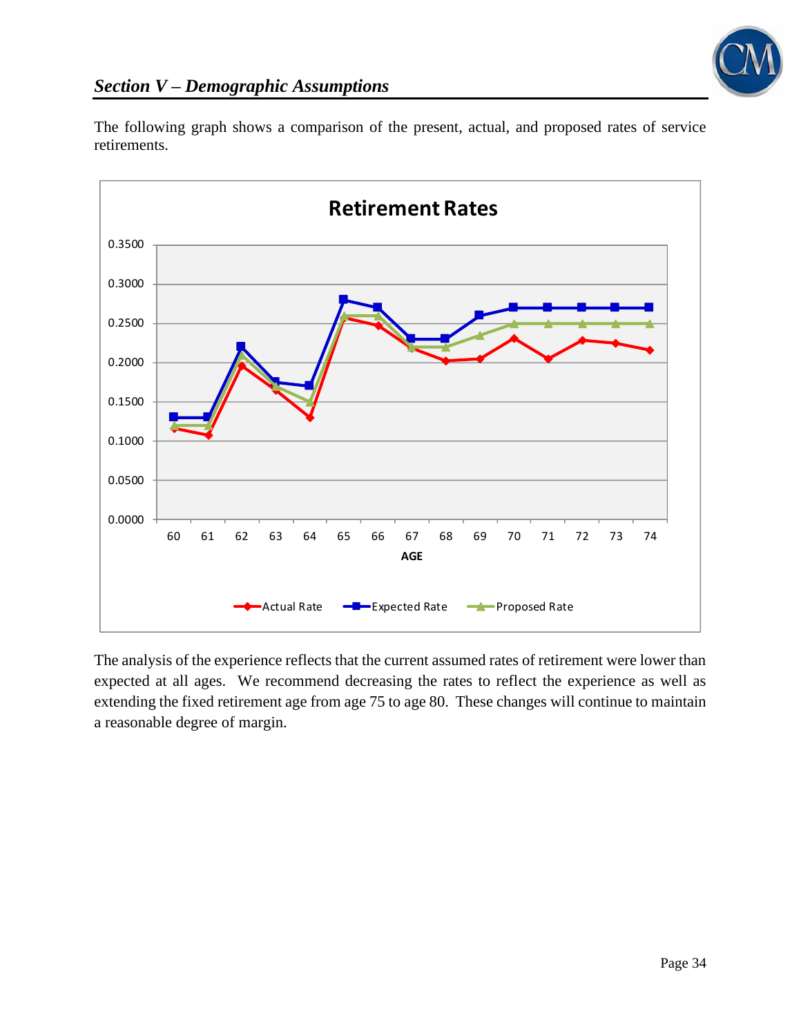## *Section V – Demographic Assumptions*

The following graph shows a comparison of the present, actual, and proposed rates of service retirements.

The analysis of the experience reflects that the current assumed rates of retirement were lower than expected at all ages. We recommend decreasing the rates to reflect the experience as well as extending the fixed retirement age from age 75 to age 80. These changes will continue to maintain a reasonable degree of margin.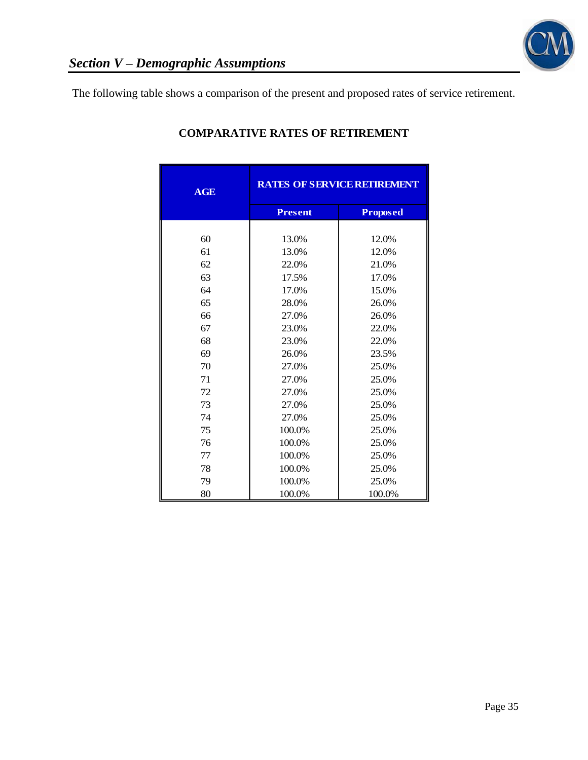## *Section V – Demographic Assumptions*

The following table shows a comparison of the present and proposed rates of service retirement.

**COMPARATIVE RATES OF RETIREMENT**

| AGE | RATES OF SERVICE RETIREMENT | |
|---|---|---|
| | **Present** | **Proposed** |
| 60 | 13.0% | 12.0% |
| 61 | 13.0% | 12.0% |
| 62 | 22.0% | 21.0% |
| 63 | 17.5% | 17.0% |
| 64 | 17.0% | 15.0% |
| 65 | 28.0% | 26.0% |
| 66 | 27.0% | 26.0% |
| 67 | 23.0% | 22.0% |
| 68 | 23.0% | 22.0% |
| 69 | 26.0% | 23.5% |
| 70 | 27.0% | 25.0% |
| 71 | 27.0% | 25.0% |
| 72 | 27.0% | 25.0% |
| 73 | 27.0% | 25.0% |
| 74 | 27.0% | 25.0% |
| 75 | 100.0% | 25.0% |
| 76 | 100.0% | 25.0% |
| 77 | 100.0% | 25.0% |
| 78 | 100.0% | 25.0% |
| 79 | 100.0% | 25.0% |
| 80 | 100.0% | 100.0% |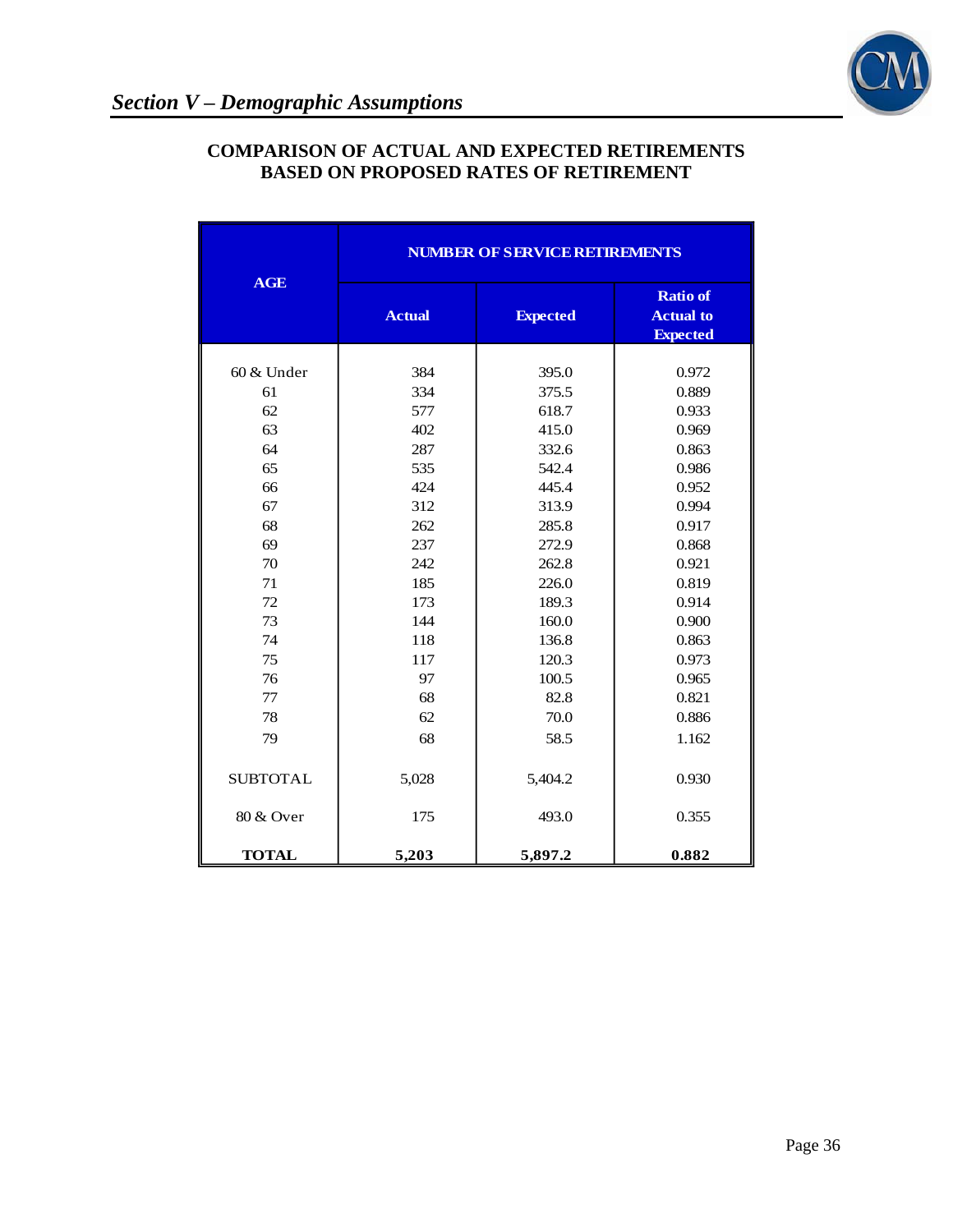## COMPARISON OF ACTUAL AND EXPECTED RETIREMENTS BASED ON PROPOSED RATES OF RETIREMENT

| AGE | NUMBER OF SERVICE RETIREMENTS | | |
|---|---|---|---|
| | Actual | Expected | Ratio of Actual to Expected |
| 60 & Under | 384 | 395.0 | 0.972 |
| 61 | 334 | 375.5 | 0.889 |
| 62 | 577 | 618.7 | 0.933 |
| 63 | 402 | 415.0 | 0.969 |
| 64 | 287 | 332.6 | 0.863 |
| 65 | 535 | 542.4 | 0.986 |
| 66 | 424 | 445.4 | 0.952 |
| 67 | 312 | 313.9 | 0.994 |
| 68 | 262 | 285.8 | 0.917 |
| 69 | 237 | 272.9 | 0.868 |
| 70 | 242 | 262.8 | 0.921 |
| 71 | 185 | 226.0 | 0.819 |
| 72 | 173 | 189.3 | 0.914 |
| 73 | 144 | 160.0 | 0.900 |
| 74 | 118 | 136.8 | 0.863 |
| 75 | 117 | 120.3 | 0.973 |
| 76 | 97 | 100.5 | 0.965 |
| 77 | 68 | 82.8 | 0.821 |
| 78 | 62 | 70.0 | 0.886 |
| 79 | 68 | 58.5 | 1.162 |
| SUBTOTAL | 5,028 | 5,404.2 | 0.930 |
| 80 & Over | 175 | 493.0 | 0.355 |
| **TOTAL** | **5,203** | **5,897.2** | **0.882** |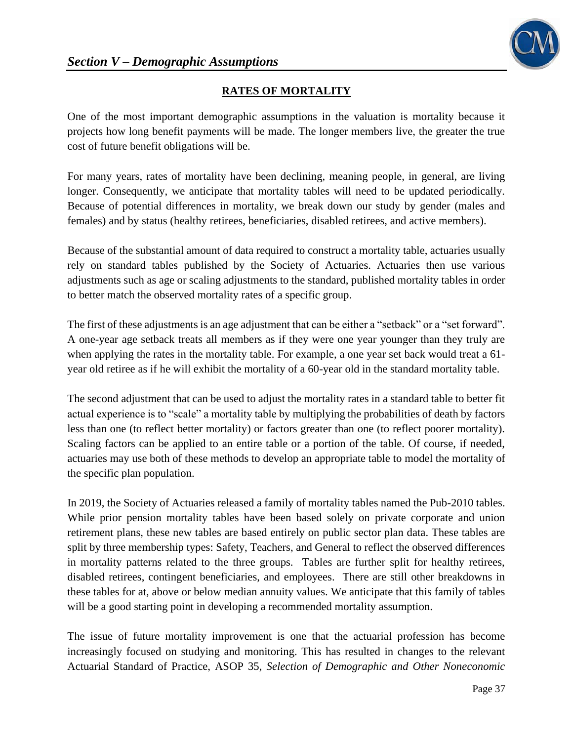## Section V – Demographic Assumptions

### RATES OF MORTALITY

One of the most important demographic assumptions in the valuation is mortality because it projects how long benefit payments will be made. The longer members live, the greater the true cost of future benefit obligations will be.

For many years, rates of mortality have been declining, meaning people, in general, are living longer. Consequently, we anticipate that mortality tables will need to be updated periodically. Because of potential differences in mortality, we break down our study by gender (males and females) and by status (healthy retirees, beneficiaries, disabled retirees, and active members).

Because of the substantial amount of data required to construct a mortality table, actuaries usually rely on standard tables published by the Society of Actuaries. Actuaries then use various adjustments such as age or scaling adjustments to the standard, published mortality tables in order to better match the observed mortality rates of a specific group.

The first of these adjustments is an age adjustment that can be either a "setback" or a "set forward". A one-year age setback treats all members as if they were one year younger than they truly are when applying the rates in the mortality table. For example, a one year set back would treat a 61-year old retiree as if he will exhibit the mortality of a 60-year old in the standard mortality table.

The second adjustment that can be used to adjust the mortality rates in a standard table to better fit actual experience is to "scale" a mortality table by multiplying the probabilities of death by factors less than one (to reflect better mortality) or factors greater than one (to reflect poorer mortality). Scaling factors can be applied to an entire table or a portion of the table. Of course, if needed, actuaries may use both of these methods to develop an appropriate table to model the mortality of the specific plan population.

In 2019, the Society of Actuaries released a family of mortality tables named the Pub-2010 tables. While prior pension mortality tables have been based solely on private corporate and union retirement plans, these new tables are based entirely on public sector plan data. These tables are split by three membership types: Safety, Teachers, and General to reflect the observed differences in mortality patterns related to the three groups. Tables are further split for healthy retirees, disabled retirees, contingent beneficiaries, and employees. There are still other breakdowns in these tables for at, above or below median annuity values. We anticipate that this family of tables will be a good starting point in developing a recommended mortality assumption.

The issue of future mortality improvement is one that the actuarial profession has become increasingly focused on studying and monitoring. This has resulted in changes to the relevant Actuarial Standard of Practice, ASOP 35, *Selection of Demographic and Other Noneconomic*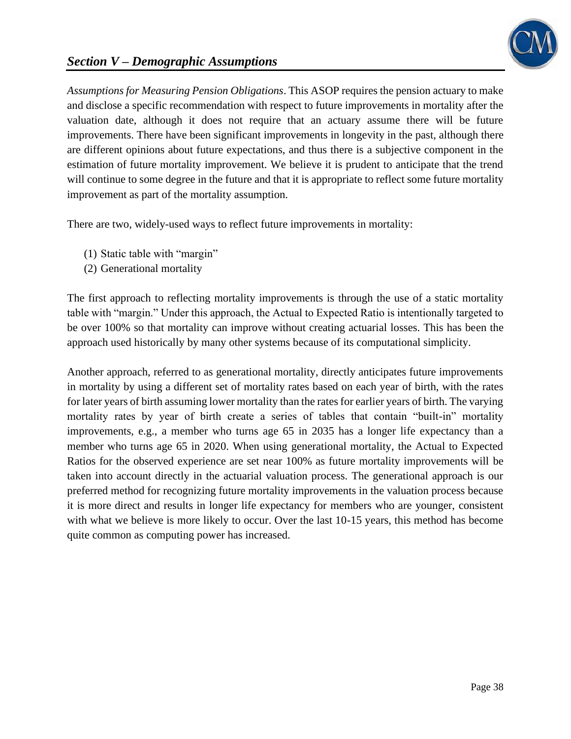*Assumptions for Measuring Pension Obligations*. This ASOP requires the pension actuary to make and disclose a specific recommendation with respect to future improvements in mortality after the valuation date, although it does not require that an actuary assume there will be future improvements. There have been significant improvements in longevity in the past, although there are different opinions about future expectations, and thus there is a subjective component in the estimation of future mortality improvement. We believe it is prudent to anticipate that the trend will continue to some degree in the future and that it is appropriate to reflect some future mortality improvement as part of the mortality assumption.

There are two, widely-used ways to reflect future improvements in mortality:

(1) Static table with "margin"
(2) Generational mortality

The first approach to reflecting mortality improvements is through the use of a static mortality table with "margin." Under this approach, the Actual to Expected Ratio is intentionally targeted to be over 100% so that mortality can improve without creating actuarial losses. This has been the approach used historically by many other systems because of its computational simplicity.

Another approach, referred to as generational mortality, directly anticipates future improvements in mortality by using a different set of mortality rates based on each year of birth, with the rates for later years of birth assuming lower mortality than the rates for earlier years of birth. The varying mortality rates by year of birth create a series of tables that contain "built-in" mortality improvements, e.g., a member who turns age 65 in 2035 has a longer life expectancy than a member who turns age 65 in 2020. When using generational mortality, the Actual to Expected Ratios for the observed experience are set near 100% as future mortality improvements will be taken into account directly in the actuarial valuation process. The generational approach is our preferred method for recognizing future mortality improvements in the valuation process because it is more direct and results in longer life expectancy for members who are younger, consistent with what we believe is more likely to occur. Over the last 10-15 years, this method has become quite common as computing power has increased.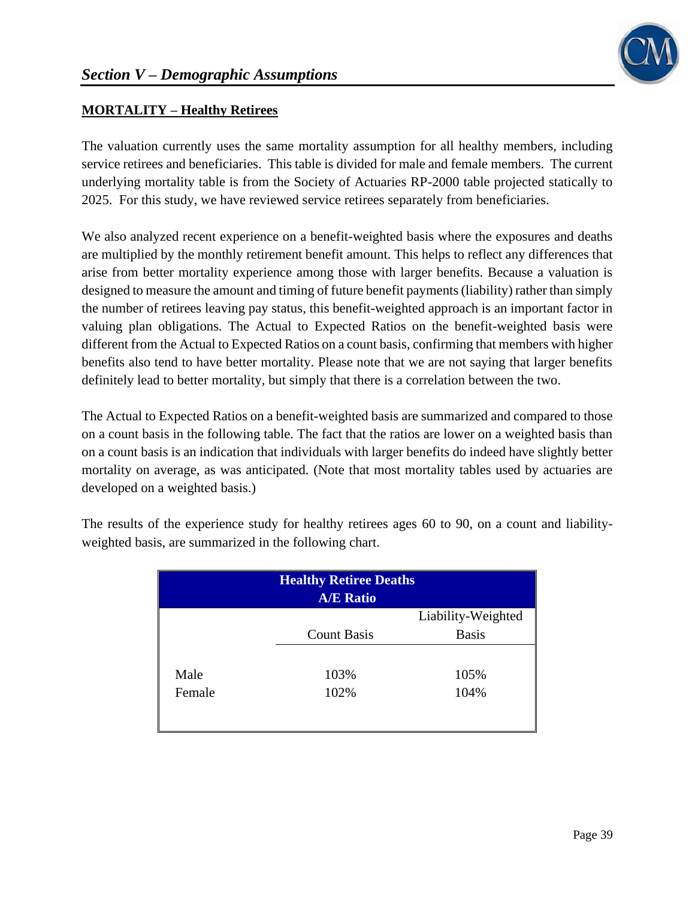## Section V – Demographic Assumptions

**MORTALITY – Healthy Retirees**

The valuation currently uses the same mortality assumption for all healthy members, including service retirees and beneficiaries. This table is divided for male and female members. The current underlying mortality table is from the Society of Actuaries RP-2000 table projected statically to 2025. For this study, we have reviewed service retirees separately from beneficiaries.

We also analyzed recent experience on a benefit-weighted basis where the exposures and deaths are multiplied by the monthly retirement benefit amount. This helps to reflect any differences that arise from better mortality experience among those with larger benefits. Because a valuation is designed to measure the amount and timing of future benefit payments (liability) rather than simply the number of retirees leaving pay status, this benefit-weighted approach is an important factor in valuing plan obligations. The Actual to Expected Ratios on the benefit-weighted basis were different from the Actual to Expected Ratios on a count basis, confirming that members with higher benefits also tend to have better mortality. Please note that we are not saying that larger benefits definitely lead to better mortality, but simply that there is a correlation between the two.

The Actual to Expected Ratios on a benefit-weighted basis are summarized and compared to those on a count basis in the following table. The fact that the ratios are lower on a weighted basis than on a count basis is an indication that individuals with larger benefits do indeed have slightly better mortality on average, as was anticipated. (Note that most mortality tables used by actuaries are developed on a weighted basis.)

The results of the experience study for healthy retirees ages 60 to 90, on a count and liability-weighted basis, are summarized in the following chart.

| Healthy Retiree Deaths A/E Ratio | | |
|---|---|---|
| | Count Basis | Liability-Weighted Basis |
| Male | 103% | 105% |
| Female | 102% | 104% |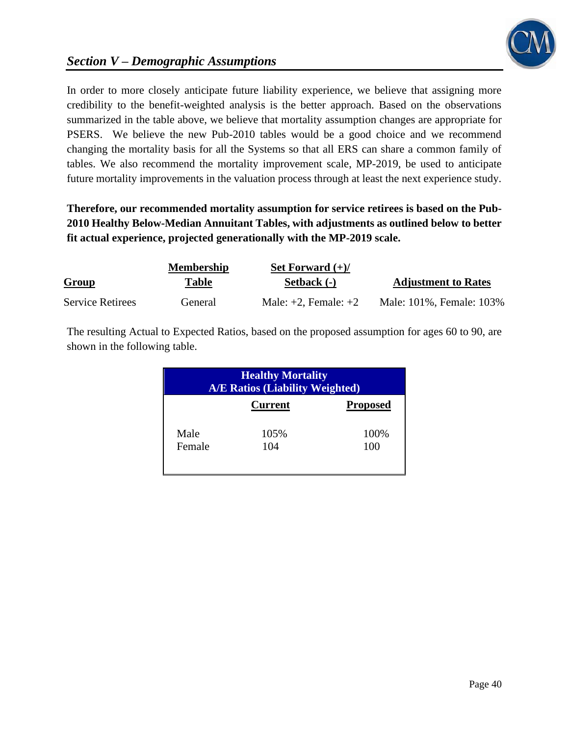## *Section V – Demographic Assumptions*

In order to more closely anticipate future liability experience, we believe that assigning more credibility to the benefit-weighted analysis is the better approach. Based on the observations summarized in the table above, we believe that mortality assumption changes are appropriate for PSERS. We believe the new Pub-2010 tables would be a good choice and we recommend changing the mortality basis for all the Systems so that all ERS can share a common family of tables. We also recommend the mortality improvement scale, MP-2019, be used to anticipate future mortality improvements in the valuation process through at least the next experience study.

**Therefore, our recommended mortality assumption for service retirees is based on the Pub-2010 Healthy Below-Median Annuitant Tables, with adjustments as outlined below to better fit actual experience, projected generationally with the MP-2019 scale.**

| Group | Membership Table | Set Forward (+)/ Setback (-) | Adjustment to Rates |
|---|---|---|---|
| Service Retirees | General | Male: +2, Female: +2 | Male: 101%, Female: 103% |

The resulting Actual to Expected Ratios, based on the proposed assumption for ages 60 to 90, are shown in the following table.

| Healthy Mortality A/E Ratios (Liability Weighted) | | |
|---|---|---|
| | Current | Proposed |
| Male | 105% | 100% |
| Female | 104 | 100 |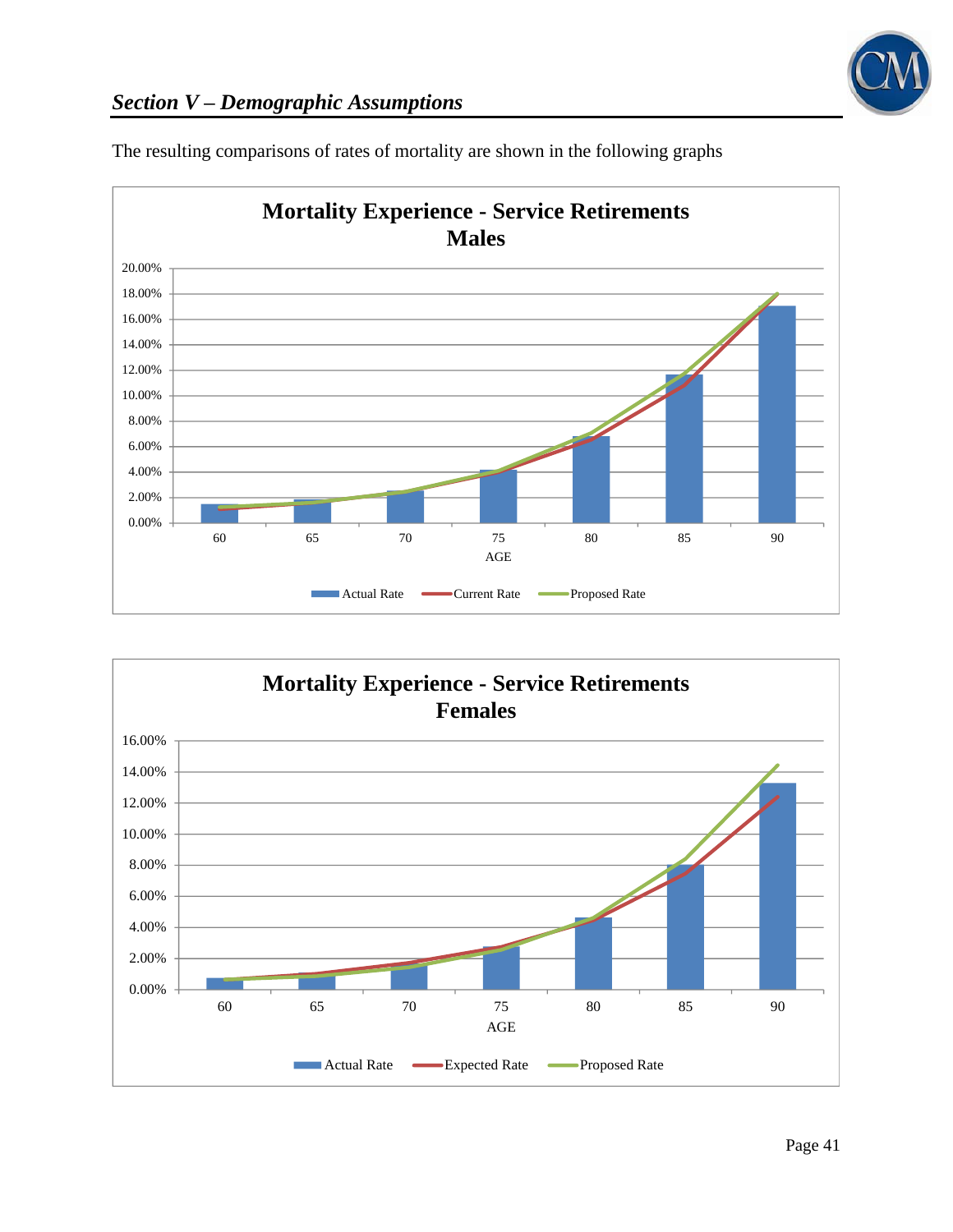## *Section V – Demographic Assumptions*

The resulting comparisons of rates of mortality are shown in the following graphs

**Mortality Experience - Service Retirements**
**Males**

Legend: Actual Rate, Current Rate, Proposed Rate

X-axis: AGE (60, 65, 70, 75, 80, 85, 90)

Y-axis: 0.00% – 20.00%

**Mortality Experience - Service Retirements**
**Females**

Legend: Actual Rate, Expected Rate, Proposed Rate

X-axis: AGE (60, 65, 70, 75, 80, 85, 90)

Y-axis: 0.00% – 16.00%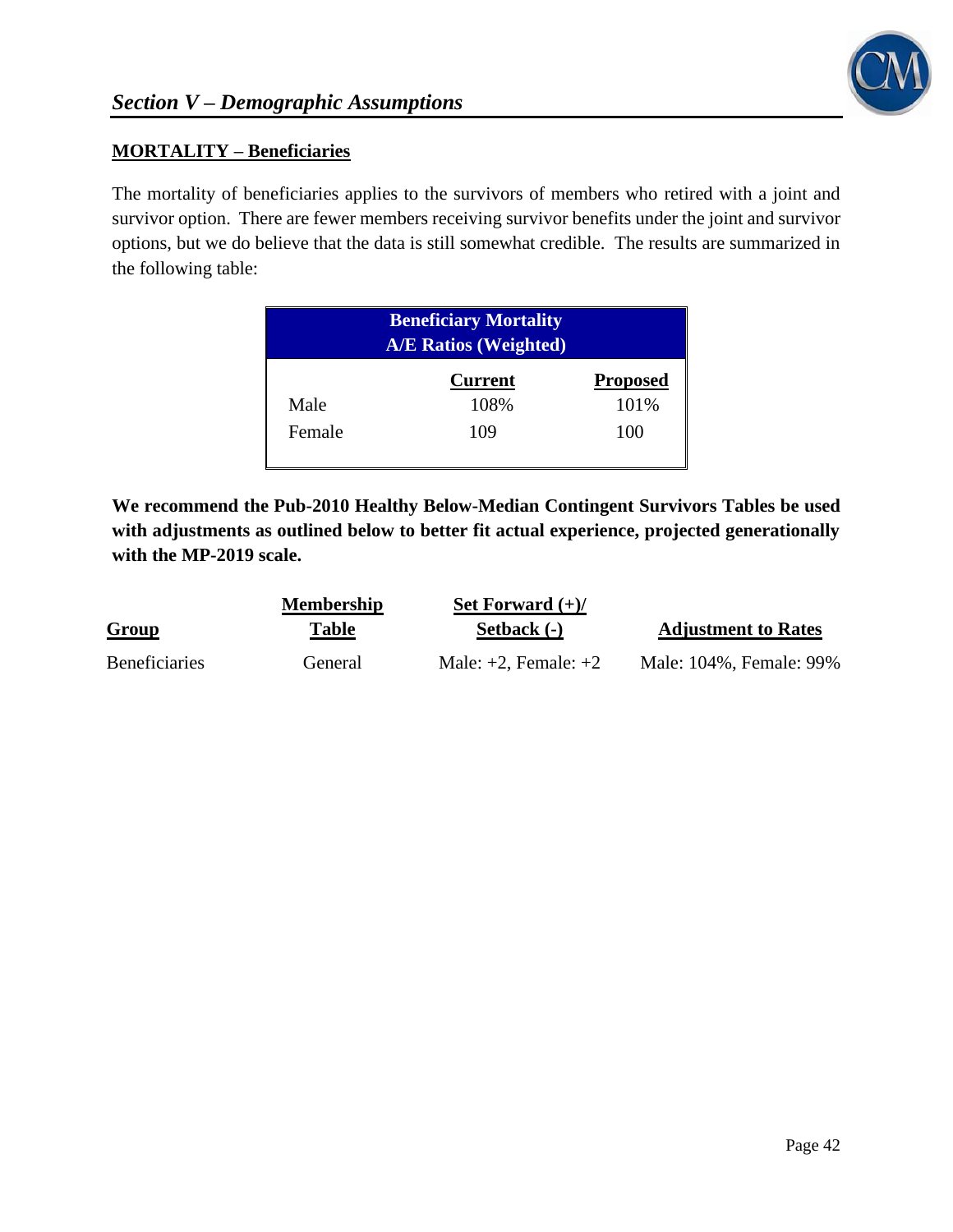## MORTALITY – Beneficiaries

The mortality of beneficiaries applies to the survivors of members who retired with a joint and survivor option. There are fewer members receiving survivor benefits under the joint and survivor options, but we do believe that the data is still somewhat credible. The results are summarized in the following table:

| Beneficiary Mortality A/E Ratios (Weighted) | | |
|---|---|---|
| | Current | Proposed |
| Male | 108% | 101% |
| Female | 109 | 100 |

**We recommend the Pub-2010 Healthy Below-Median Contingent Survivors Tables be used with adjustments as outlined below to better fit actual experience, projected generationally with the MP-2019 scale.**

| Group | Membership Table | Set Forward (+)/ Setback (-) | Adjustment to Rates |
|---|---|---|---|
| Beneficiaries | General | Male: +2, Female: +2 | Male: 104%, Female: 99% |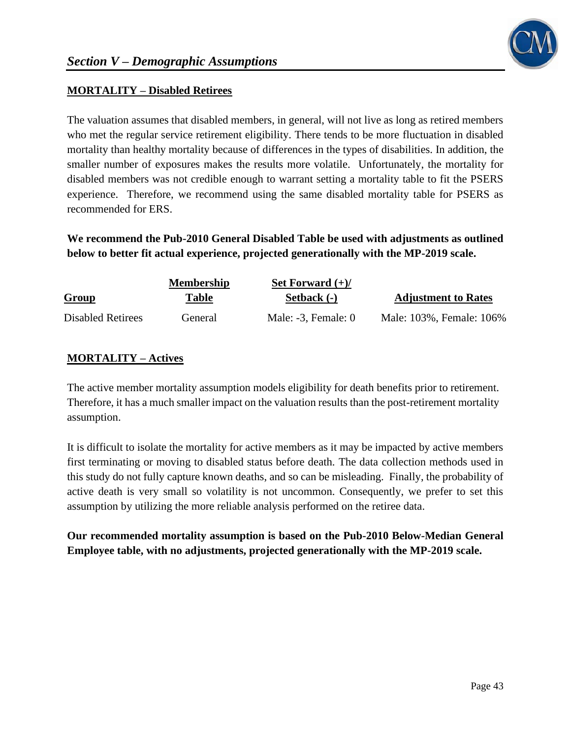## MORTALITY – Disabled Retirees

The valuation assumes that disabled members, in general, will not live as long as retired members who met the regular service retirement eligibility. There tends to be more fluctuation in disabled mortality than healthy mortality because of differences in the types of disabilities. In addition, the smaller number of exposures makes the results more volatile. Unfortunately, the mortality for disabled members was not credible enough to warrant setting a mortality table to fit the PSERS experience. Therefore, we recommend using the same disabled mortality table for PSERS as recommended for ERS.

**We recommend the Pub-2010 General Disabled Table be used with adjustments as outlined below to better fit actual experience, projected generationally with the MP-2019 scale.**

| Group | Membership Table | Set Forward (+)/ Setback (-) | Adjustment to Rates |
|---|---|---|---|
| Disabled Retirees | General | Male: -3, Female: 0 | Male: 103%, Female: 106% |

## MORTALITY – Actives

The active member mortality assumption models eligibility for death benefits prior to retirement. Therefore, it has a much smaller impact on the valuation results than the post-retirement mortality assumption.

It is difficult to isolate the mortality for active members as it may be impacted by active members first terminating or moving to disabled status before death. The data collection methods used in this study do not fully capture known deaths, and so can be misleading. Finally, the probability of active death is very small so volatility is not uncommon. Consequently, we prefer to set this assumption by utilizing the more reliable analysis performed on the retiree data.

**Our recommended mortality assumption is based on the Pub-2010 Below-Median General Employee table, with no adjustments, projected generationally with the MP-2019 scale.**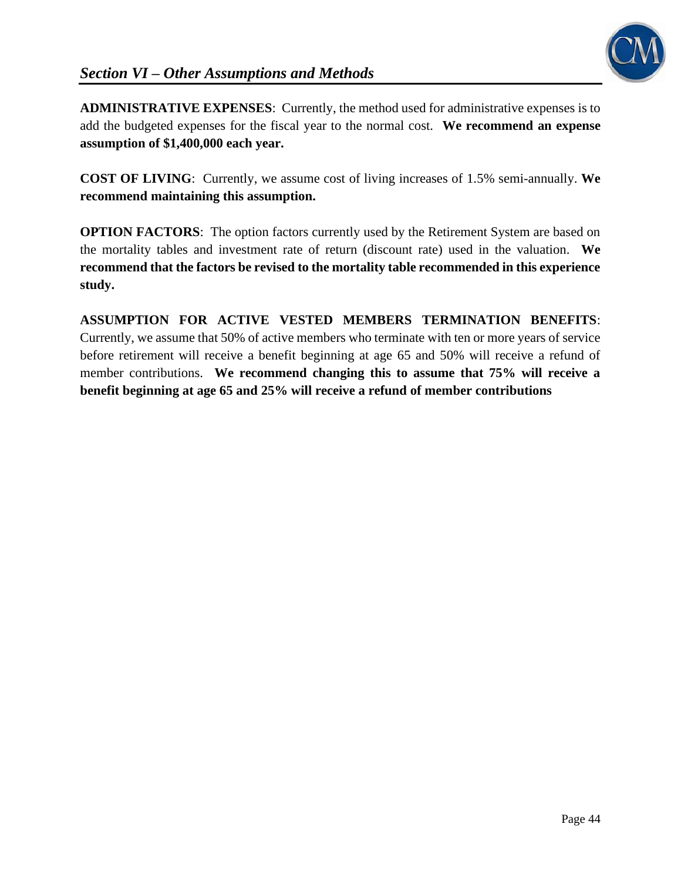## *Section VI – Other Assumptions and Methods*

**ADMINISTRATIVE EXPENSES**: Currently, the method used for administrative expenses is to add the budgeted expenses for the fiscal year to the normal cost. **We recommend an expense assumption of $1,400,000 each year.**

**COST OF LIVING**: Currently, we assume cost of living increases of 1.5% semi-annually. **We recommend maintaining this assumption.**

**OPTION FACTORS**: The option factors currently used by the Retirement System are based on the mortality tables and investment rate of return (discount rate) used in the valuation. **We recommend that the factors be revised to the mortality table recommended in this experience study.**

**ASSUMPTION FOR ACTIVE VESTED MEMBERS TERMINATION BENEFITS**: Currently, we assume that 50% of active members who terminate with ten or more years of service before retirement will receive a benefit beginning at age 65 and 50% will receive a refund of member contributions. **We recommend changing this to assume that 75% will receive a benefit beginning at age 65 and 25% will receive a refund of member contributions**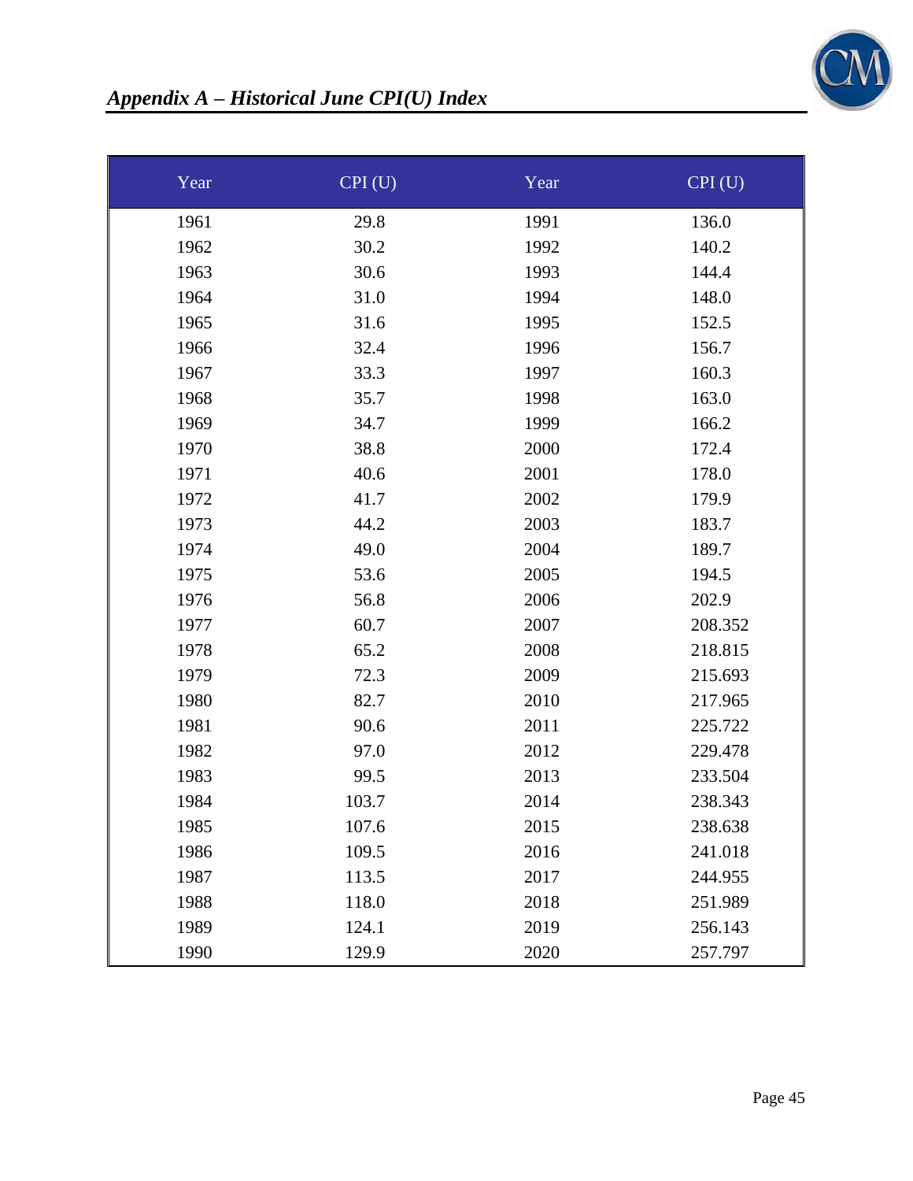## *Appendix A – Historical June CPI(U) Index*

| Year | CPI (U) | Year | CPI (U) |
|---|---|---|---|
| 1961 | 29.8 | 1991 | 136.0 |
| 1962 | 30.2 | 1992 | 140.2 |
| 1963 | 30.6 | 1993 | 144.4 |
| 1964 | 31.0 | 1994 | 148.0 |
| 1965 | 31.6 | 1995 | 152.5 |
| 1966 | 32.4 | 1996 | 156.7 |
| 1967 | 33.3 | 1997 | 160.3 |
| 1968 | 35.7 | 1998 | 163.0 |
| 1969 | 34.7 | 1999 | 166.2 |
| 1970 | 38.8 | 2000 | 172.4 |
| 1971 | 40.6 | 2001 | 178.0 |
| 1972 | 41.7 | 2002 | 179.9 |
| 1973 | 44.2 | 2003 | 183.7 |
| 1974 | 49.0 | 2004 | 189.7 |
| 1975 | 53.6 | 2005 | 194.5 |
| 1976 | 56.8 | 2006 | 202.9 |
| 1977 | 60.7 | 2007 | 208.352 |
| 1978 | 65.2 | 2008 | 218.815 |
| 1979 | 72.3 | 2009 | 215.693 |
| 1980 | 82.7 | 2010 | 217.965 |
| 1981 | 90.6 | 2011 | 225.722 |
| 1982 | 97.0 | 2012 | 229.478 |
| 1983 | 99.5 | 2013 | 233.504 |
| 1984 | 103.7 | 2014 | 238.343 |
| 1985 | 107.6 | 2015 | 238.638 |
| 1986 | 109.5 | 2016 | 241.018 |
| 1987 | 113.5 | 2017 | 244.955 |
| 1988 | 118.0 | 2018 | 251.989 |
| 1989 | 124.1 | 2019 | 256.143 |
| 1990 | 129.9 | 2020 | 257.797 |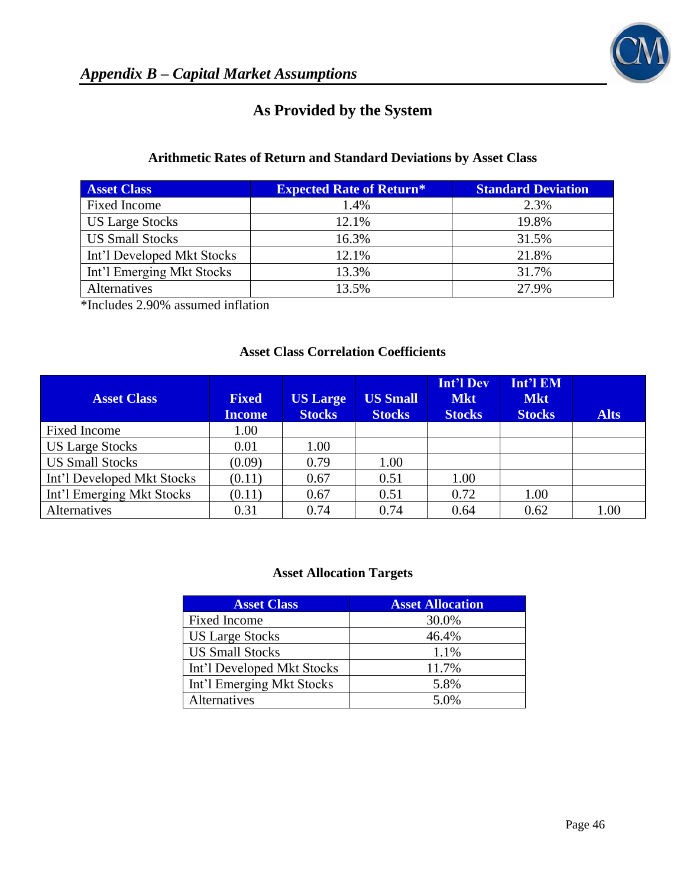*Appendix B – Capital Market Assumptions*

## As Provided by the System

### Arithmetic Rates of Return and Standard Deviations by Asset Class

| Asset Class | Expected Rate of Return* | Standard Deviation |
|---|---|---|
| Fixed Income | 1.4% | 2.3% |
| US Large Stocks | 12.1% | 19.8% |
| US Small Stocks | 16.3% | 31.5% |
| Int'l Developed Mkt Stocks | 12.1% | 21.8% |
| Int'l Emerging Mkt Stocks | 13.3% | 31.7% |
| Alternatives | 13.5% | 27.9% |

*Includes 2.90% assumed inflation

### Asset Class Correlation Coefficients

| Asset Class | Fixed Income | US Large Stocks | US Small Stocks | Int'l Dev Mkt Stocks | Int'l EM Mkt Stocks | Alts |
|---|---|---|---|---|---|---|
| Fixed Income | 1.00 | | | | | |
| US Large Stocks | 0.01 | 1.00 | | | | |
| US Small Stocks | (0.09) | 0.79 | 1.00 | | | |
| Int'l Developed Mkt Stocks | (0.11) | 0.67 | 0.51 | 1.00 | | |
| Int'l Emerging Mkt Stocks | (0.11) | 0.67 | 0.51 | 0.72 | 1.00 | |
| Alternatives | 0.31 | 0.74 | 0.74 | 0.64 | 0.62 | 1.00 |

### Asset Allocation Targets

| Asset Class | Asset Allocation |
|---|---|
| Fixed Income | 30.0% |
| US Large Stocks | 46.4% |
| US Small Stocks | 1.1% |
| Int'l Developed Mkt Stocks | 11.7% |
| Int'l Emerging Mkt Stocks | 5.8% |
| Alternatives | 5.0% |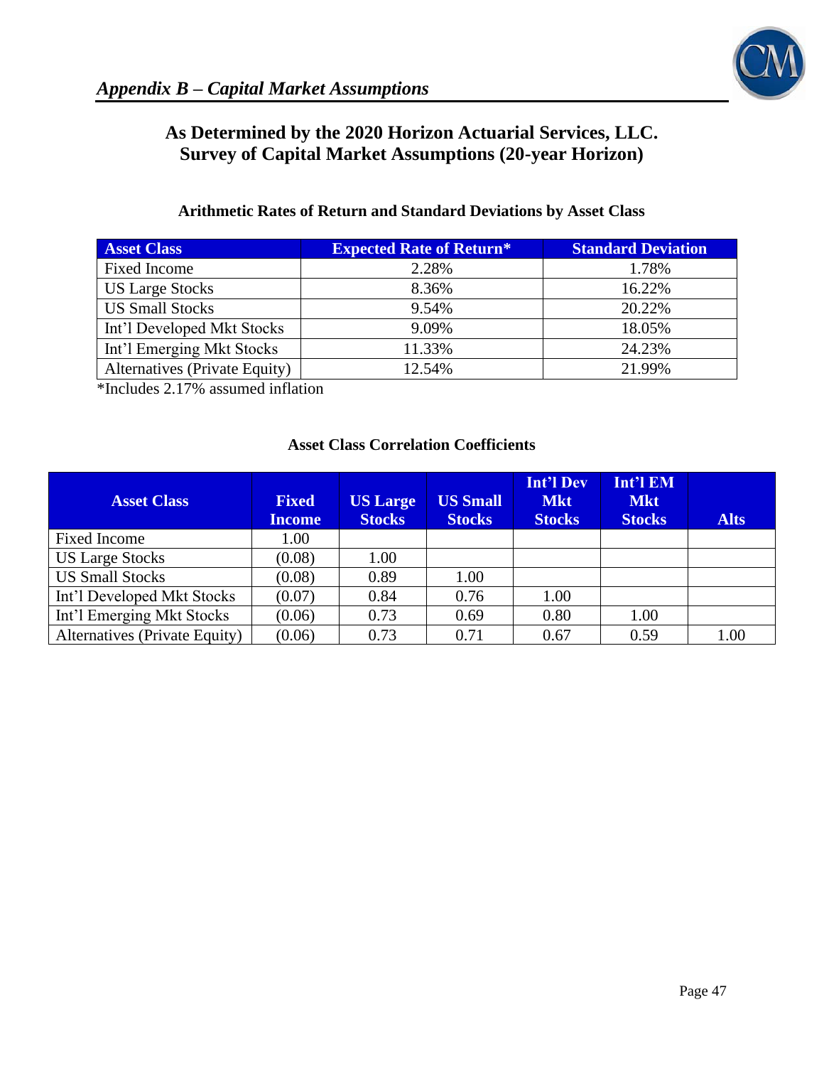## *Appendix B – Capital Market Assumptions*

### As Determined by the 2020 Horizon Actuarial Services, LLC. Survey of Capital Market Assumptions (20-year Horizon)

**Arithmetic Rates of Return and Standard Deviations by Asset Class**

| Asset Class | Expected Rate of Return* | Standard Deviation |
|---|---|---|
| Fixed Income | 2.28% | 1.78% |
| US Large Stocks | 8.36% | 16.22% |
| US Small Stocks | 9.54% | 20.22% |
| Int'l Developed Mkt Stocks | 9.09% | 18.05% |
| Int'l Emerging Mkt Stocks | 11.33% | 24.23% |
| Alternatives (Private Equity) | 12.54% | 21.99% |

*Includes 2.17% assumed inflation

**Asset Class Correlation Coefficients**

| Asset Class | Fixed Income | US Large Stocks | US Small Stocks | Int'l Dev Mkt Stocks | Int'l EM Mkt Stocks | Alts |
|---|---|---|---|---|---|---|
| Fixed Income | 1.00 | | | | | |
| US Large Stocks | (0.08) | 1.00 | | | | |
| US Small Stocks | (0.08) | 0.89 | 1.00 | | | |
| Int'l Developed Mkt Stocks | (0.07) | 0.84 | 0.76 | 1.00 | | |
| Int'l Emerging Mkt Stocks | (0.06) | 0.73 | 0.69 | 0.80 | 1.00 | |
| Alternatives (Private Equity) | (0.06) | 0.73 | 0.71 | 0.67 | 0.59 | 1.00 |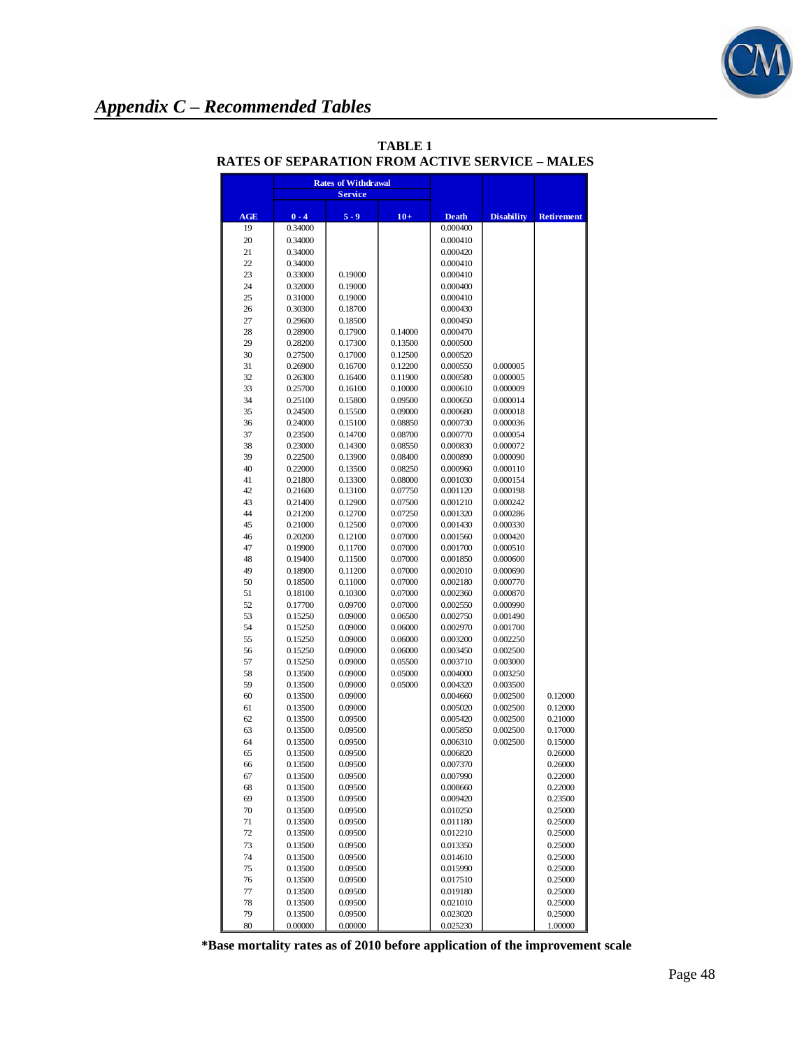## *Appendix C – Recommended Tables*

**TABLE 1**
**RATES OF SEPARATION FROM ACTIVE SERVICE – MALES**

| | Rates of Withdrawal | | | | | |
|---|---|---|---|---|---|---|
| | Service | | | | | |
| AGE | 0 - 4 | 5 - 9 | 10+ | Death | Disability | Retirement |
| 19 | 0.34000 | | | 0.000400 | | |
| 20 | 0.34000 | | | 0.000410 | | |
| 21 | 0.34000 | | | 0.000420 | | |
| 22 | 0.34000 | | | 0.000410 | | |
| 23 | 0.33000 | 0.19000 | | 0.000410 | | |
| 24 | 0.32000 | 0.19000 | | 0.000400 | | |
| 25 | 0.31000 | 0.19000 | | 0.000410 | | |
| 26 | 0.30300 | 0.18700 | | 0.000430 | | |
| 27 | 0.29600 | 0.18500 | | 0.000450 | | |
| 28 | 0.28900 | 0.17900 | 0.14000 | 0.000470 | | |
| 29 | 0.28200 | 0.17300 | 0.13500 | 0.000500 | | |
| 30 | 0.27500 | 0.17000 | 0.12500 | 0.000520 | | |
| 31 | 0.26900 | 0.16700 | 0.12200 | 0.000550 | 0.000005 | |
| 32 | 0.26300 | 0.16400 | 0.11900 | 0.000580 | 0.000005 | |
| 33 | 0.25700 | 0.16100 | 0.10000 | 0.000610 | 0.000009 | |
| 34 | 0.25100 | 0.15800 | 0.09500 | 0.000650 | 0.000014 | |
| 35 | 0.24500 | 0.15500 | 0.09000 | 0.000680 | 0.000018 | |
| 36 | 0.24000 | 0.15100 | 0.08850 | 0.000730 | 0.000036 | |
| 37 | 0.23500 | 0.14700 | 0.08700 | 0.000770 | 0.000054 | |
| 38 | 0.23000 | 0.14300 | 0.08550 | 0.000830 | 0.000072 | |
| 39 | 0.22500 | 0.13900 | 0.08400 | 0.000890 | 0.000090 | |
| 40 | 0.22000 | 0.13500 | 0.08250 | 0.000960 | 0.000110 | |
| 41 | 0.21800 | 0.13300 | 0.08000 | 0.001030 | 0.000154 | |
| 42 | 0.21600 | 0.13100 | 0.07750 | 0.001120 | 0.000198 | |
| 43 | 0.21400 | 0.12900 | 0.07500 | 0.001210 | 0.000242 | |
| 44 | 0.21200 | 0.12700 | 0.07250 | 0.001320 | 0.000286 | |
| 45 | 0.21000 | 0.12500 | 0.07000 | 0.001430 | 0.000330 | |
| 46 | 0.20200 | 0.12100 | 0.07000 | 0.001560 | 0.000420 | |
| 47 | 0.19900 | 0.11700 | 0.07000 | 0.001700 | 0.000510 | |
| 48 | 0.19400 | 0.11500 | 0.07000 | 0.001850 | 0.000600 | |
| 49 | 0.18900 | 0.11200 | 0.07000 | 0.002010 | 0.000690 | |
| 50 | 0.18500 | 0.11000 | 0.07000 | 0.002180 | 0.000770 | |
| 51 | 0.18100 | 0.10300 | 0.07000 | 0.002360 | 0.000870 | |
| 52 | 0.17700 | 0.09700 | 0.07000 | 0.002550 | 0.000990 | |
| 53 | 0.15250 | 0.09000 | 0.06500 | 0.002750 | 0.001490 | |
| 54 | 0.15250 | 0.09000 | 0.06000 | 0.002970 | 0.001700 | |
| 55 | 0.15250 | 0.09000 | 0.06000 | 0.003200 | 0.002250 | |
| 56 | 0.15250 | 0.09000 | 0.06000 | 0.003450 | 0.002500 | |
| 57 | 0.15250 | 0.09000 | 0.05500 | 0.003710 | 0.003000 | |
| 58 | 0.13500 | 0.09000 | 0.05000 | 0.004000 | 0.003250 | |
| 59 | 0.13500 | 0.09000 | 0.05000 | 0.004320 | 0.003500 | |
| 60 | 0.13500 | 0.09000 | | 0.004660 | 0.002500 | 0.12000 |
| 61 | 0.13500 | 0.09000 | | 0.005020 | 0.002500 | 0.12000 |
| 62 | 0.13500 | 0.09500 | | 0.005420 | 0.002500 | 0.21000 |
| 63 | 0.13500 | 0.09500 | | 0.005850 | 0.002500 | 0.17000 |
| 64 | 0.13500 | 0.09500 | | 0.006310 | 0.002500 | 0.15000 |
| 65 | 0.13500 | 0.09500 | | 0.006820 | | 0.26000 |
| 66 | 0.13500 | 0.09500 | | 0.007370 | | 0.26000 |
| 67 | 0.13500 | 0.09500 | | 0.007990 | | 0.22000 |
| 68 | 0.13500 | 0.09500 | | 0.008660 | | 0.22000 |
| 69 | 0.13500 | 0.09500 | | 0.009420 | | 0.23500 |
| 70 | 0.13500 | 0.09500 | | 0.010250 | | 0.25000 |
| 71 | 0.13500 | 0.09500 | | 0.011180 | | 0.25000 |
| 72 | 0.13500 | 0.09500 | | 0.012210 | | 0.25000 |
| 73 | 0.13500 | 0.09500 | | 0.013350 | | 0.25000 |
| 74 | 0.13500 | 0.09500 | | 0.014610 | | 0.25000 |
| 75 | 0.13500 | 0.09500 | | 0.015990 | | 0.25000 |
| 76 | 0.13500 | 0.09500 | | 0.017510 | | 0.25000 |
| 77 | 0.13500 | 0.09500 | | 0.019180 | | 0.25000 |
| 78 | 0.13500 | 0.09500 | | 0.021010 | | 0.25000 |
| 79 | 0.13500 | 0.09500 | | 0.023020 | | 0.25000 |
| 80 | 0.00000 | 0.00000 | | 0.025230 | | 1.00000 |

**\*Base mortality rates as of 2010 before application of the improvement scale**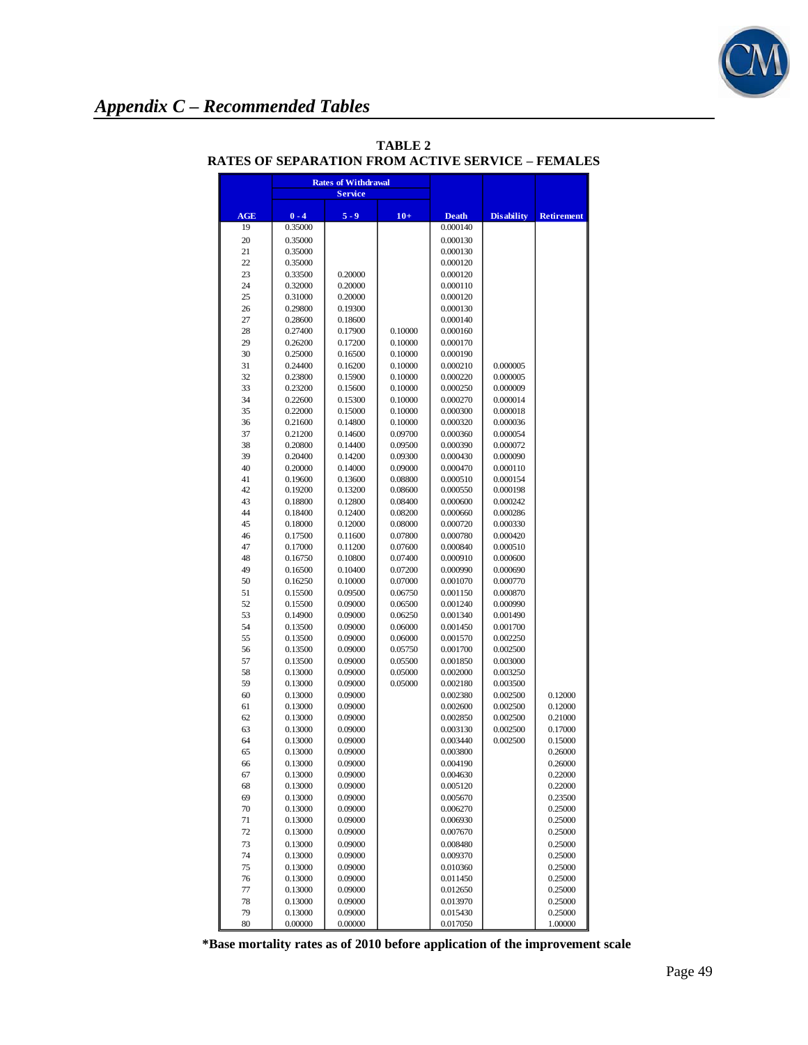## *Appendix C – Recommended Tables*

**TABLE 2**
**RATES OF SEPARATION FROM ACTIVE SERVICE – FEMALES**

| | Rates of Withdrawal | | | | | |
|---|---|---|---|---|---|---|
| | Service | | | | | |
| AGE | 0 - 4 | 5 - 9 | 10+ | Death | Disability | Retirement |
| 19 | 0.35000 | | | 0.000140 | | |
| 20 | 0.35000 | | | 0.000130 | | |
| 21 | 0.35000 | | | 0.000130 | | |
| 22 | 0.35000 | | | 0.000120 | | |
| 23 | 0.33500 | 0.20000 | | 0.000120 | | |
| 24 | 0.32000 | 0.20000 | | 0.000110 | | |
| 25 | 0.31000 | 0.20000 | | 0.000120 | | |
| 26 | 0.29800 | 0.19300 | | 0.000130 | | |
| 27 | 0.28600 | 0.18600 | | 0.000140 | | |
| 28 | 0.27400 | 0.17900 | 0.10000 | 0.000160 | | |
| 29 | 0.26200 | 0.17200 | 0.10000 | 0.000170 | | |
| 30 | 0.25000 | 0.16500 | 0.10000 | 0.000190 | | |
| 31 | 0.24400 | 0.16200 | 0.10000 | 0.000210 | 0.000005 | |
| 32 | 0.23800 | 0.15900 | 0.10000 | 0.000220 | 0.000005 | |
| 33 | 0.23200 | 0.15600 | 0.10000 | 0.000250 | 0.000009 | |
| 34 | 0.22600 | 0.15300 | 0.10000 | 0.000270 | 0.000014 | |
| 35 | 0.22000 | 0.15000 | 0.10000 | 0.000300 | 0.000018 | |
| 36 | 0.21600 | 0.14800 | 0.10000 | 0.000320 | 0.000036 | |
| 37 | 0.21200 | 0.14600 | 0.09700 | 0.000360 | 0.000054 | |
| 38 | 0.20800 | 0.14400 | 0.09500 | 0.000390 | 0.000072 | |
| 39 | 0.20400 | 0.14200 | 0.09300 | 0.000430 | 0.000090 | |
| 40 | 0.20000 | 0.14000 | 0.09000 | 0.000470 | 0.000110 | |
| 41 | 0.19600 | 0.13600 | 0.08800 | 0.000510 | 0.000154 | |
| 42 | 0.19200 | 0.13200 | 0.08600 | 0.000550 | 0.000198 | |
| 43 | 0.18800 | 0.12800 | 0.08400 | 0.000600 | 0.000242 | |
| 44 | 0.18400 | 0.12400 | 0.08200 | 0.000660 | 0.000286 | |
| 45 | 0.18000 | 0.12000 | 0.08000 | 0.000720 | 0.000330 | |
| 46 | 0.17500 | 0.11600 | 0.07800 | 0.000780 | 0.000420 | |
| 47 | 0.17000 | 0.11200 | 0.07600 | 0.000840 | 0.000510 | |
| 48 | 0.16750 | 0.10800 | 0.07400 | 0.000910 | 0.000600 | |
| 49 | 0.16500 | 0.10400 | 0.07200 | 0.000990 | 0.000690 | |
| 50 | 0.16250 | 0.10000 | 0.07000 | 0.001070 | 0.000770 | |
| 51 | 0.15500 | 0.09500 | 0.06750 | 0.001150 | 0.000870 | |
| 52 | 0.15500 | 0.09000 | 0.06500 | 0.001240 | 0.000990 | |
| 53 | 0.14900 | 0.09000 | 0.06250 | 0.001340 | 0.001490 | |
| 54 | 0.13500 | 0.09000 | 0.06000 | 0.001450 | 0.001700 | |
| 55 | 0.13500 | 0.09000 | 0.06000 | 0.001570 | 0.002250 | |
| 56 | 0.13500 | 0.09000 | 0.05750 | 0.001700 | 0.002500 | |
| 57 | 0.13500 | 0.09000 | 0.05500 | 0.001850 | 0.003000 | |
| 58 | 0.13000 | 0.09000 | 0.05000 | 0.002000 | 0.003250 | |
| 59 | 0.13000 | 0.09000 | 0.05000 | 0.002180 | 0.003500 | |
| 60 | 0.13000 | 0.09000 | | 0.002380 | 0.002500 | 0.12000 |
| 61 | 0.13000 | 0.09000 | | 0.002600 | 0.002500 | 0.12000 |
| 62 | 0.13000 | 0.09000 | | 0.002850 | 0.002500 | 0.21000 |
| 63 | 0.13000 | 0.09000 | | 0.003130 | 0.002500 | 0.17000 |
| 64 | 0.13000 | 0.09000 | | 0.003440 | 0.002500 | 0.15000 |
| 65 | 0.13000 | 0.09000 | | 0.003800 | | 0.26000 |
| 66 | 0.13000 | 0.09000 | | 0.004190 | | 0.26000 |
| 67 | 0.13000 | 0.09000 | | 0.004630 | | 0.22000 |
| 68 | 0.13000 | 0.09000 | | 0.005120 | | 0.22000 |
| 69 | 0.13000 | 0.09000 | | 0.005670 | | 0.23500 |
| 70 | 0.13000 | 0.09000 | | 0.006270 | | 0.25000 |
| 71 | 0.13000 | 0.09000 | | 0.006930 | | 0.25000 |
| 72 | 0.13000 | 0.09000 | | 0.007670 | | 0.25000 |
| 73 | 0.13000 | 0.09000 | | 0.008480 | | 0.25000 |
| 74 | 0.13000 | 0.09000 | | 0.009370 | | 0.25000 |
| 75 | 0.13000 | 0.09000 | | 0.010360 | | 0.25000 |
| 76 | 0.13000 | 0.09000 | | 0.011450 | | 0.25000 |
| 77 | 0.13000 | 0.09000 | | 0.012650 | | 0.25000 |
| 78 | 0.13000 | 0.09000 | | 0.013970 | | 0.25000 |
| 79 | 0.13000 | 0.09000 | | 0.015430 | | 0.25000 |
| 80 | 0.00000 | 0.00000 | | 0.017050 | | 1.00000 |

**\*Base mortality rates as of 2010 before application of the improvement scale**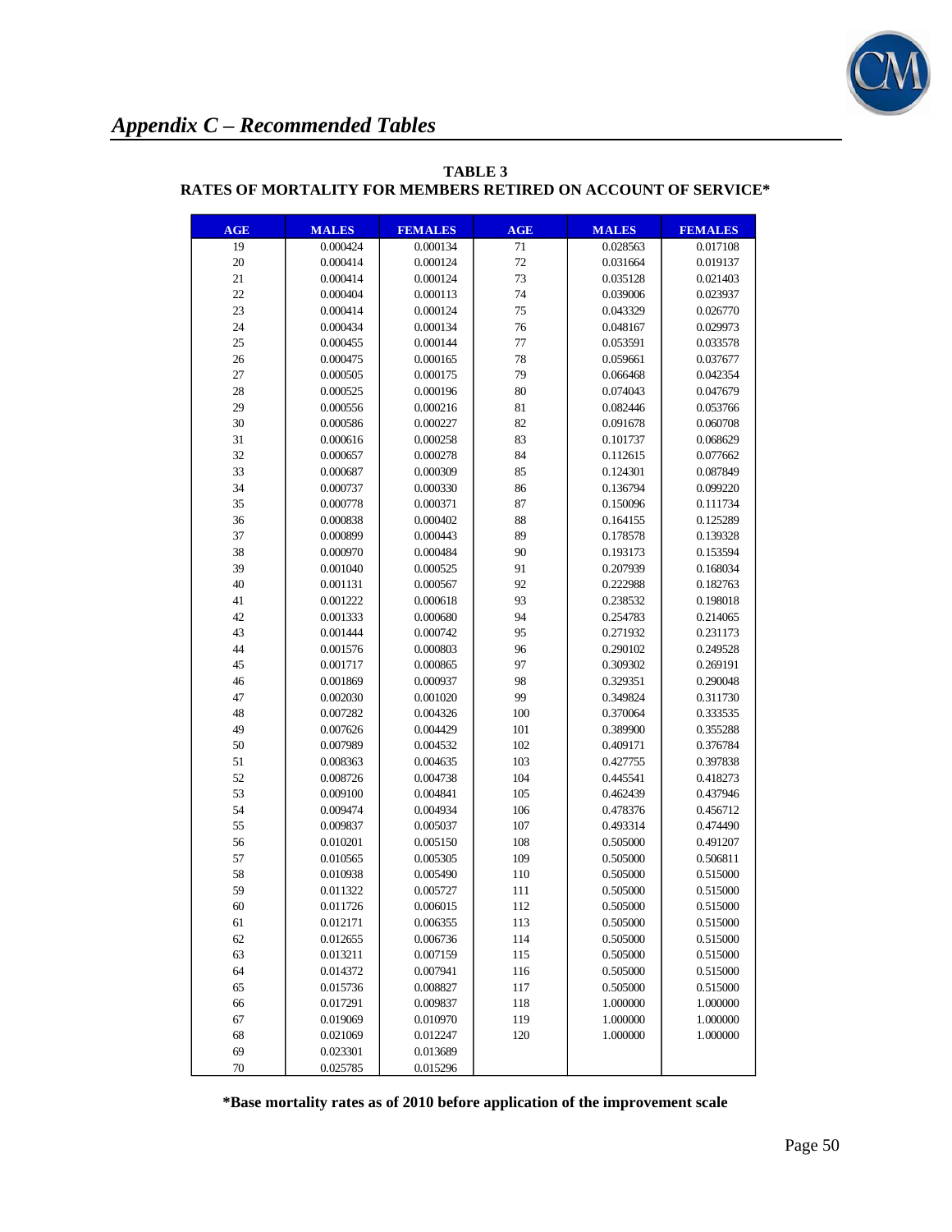## *Appendix C – Recommended Tables*

**TABLE 3**
**RATES OF MORTALITY FOR MEMBERS RETIRED ON ACCOUNT OF SERVICE***

| AGE | MALES | FEMALES | AGE | MALES | FEMALES |
|---|---|---|---|---|---|
| 19 | 0.000424 | 0.000134 | 71 | 0.028563 | 0.017108 |
| 20 | 0.000414 | 0.000124 | 72 | 0.031664 | 0.019137 |
| 21 | 0.000414 | 0.000124 | 73 | 0.035128 | 0.021403 |
| 22 | 0.000404 | 0.000113 | 74 | 0.039006 | 0.023937 |
| 23 | 0.000414 | 0.000124 | 75 | 0.043329 | 0.026770 |
| 24 | 0.000434 | 0.000134 | 76 | 0.048167 | 0.029973 |
| 25 | 0.000455 | 0.000144 | 77 | 0.053591 | 0.033578 |
| 26 | 0.000475 | 0.000165 | 78 | 0.059661 | 0.037677 |
| 27 | 0.000505 | 0.000175 | 79 | 0.066468 | 0.042354 |
| 28 | 0.000525 | 0.000196 | 80 | 0.074043 | 0.047679 |
| 29 | 0.000556 | 0.000216 | 81 | 0.082446 | 0.053766 |
| 30 | 0.000586 | 0.000227 | 82 | 0.091678 | 0.060708 |
| 31 | 0.000616 | 0.000258 | 83 | 0.101737 | 0.068629 |
| 32 | 0.000657 | 0.000278 | 84 | 0.112615 | 0.077662 |
| 33 | 0.000687 | 0.000309 | 85 | 0.124301 | 0.087849 |
| 34 | 0.000737 | 0.000330 | 86 | 0.136794 | 0.099220 |
| 35 | 0.000778 | 0.000371 | 87 | 0.150096 | 0.111734 |
| 36 | 0.000838 | 0.000402 | 88 | 0.164155 | 0.125289 |
| 37 | 0.000899 | 0.000443 | 89 | 0.178578 | 0.139328 |
| 38 | 0.000970 | 0.000484 | 90 | 0.193173 | 0.153594 |
| 39 | 0.001040 | 0.000525 | 91 | 0.207939 | 0.168034 |
| 40 | 0.001131 | 0.000567 | 92 | 0.222988 | 0.182763 |
| 41 | 0.001222 | 0.000618 | 93 | 0.238532 | 0.198018 |
| 42 | 0.001333 | 0.000680 | 94 | 0.254783 | 0.214065 |
| 43 | 0.001444 | 0.000742 | 95 | 0.271932 | 0.231173 |
| 44 | 0.001576 | 0.000803 | 96 | 0.290102 | 0.249528 |
| 45 | 0.001717 | 0.000865 | 97 | 0.309302 | 0.269191 |
| 46 | 0.001869 | 0.000937 | 98 | 0.329351 | 0.290048 |
| 47 | 0.002030 | 0.001020 | 99 | 0.349824 | 0.311730 |
| 48 | 0.007282 | 0.004326 | 100 | 0.370064 | 0.333535 |
| 49 | 0.007626 | 0.004429 | 101 | 0.389900 | 0.355288 |
| 50 | 0.007989 | 0.004532 | 102 | 0.409171 | 0.376784 |
| 51 | 0.008363 | 0.004635 | 103 | 0.427755 | 0.397838 |
| 52 | 0.008726 | 0.004738 | 104 | 0.445541 | 0.418273 |
| 53 | 0.009100 | 0.004841 | 105 | 0.462439 | 0.437946 |
| 54 | 0.009474 | 0.004934 | 106 | 0.478376 | 0.456712 |
| 55 | 0.009837 | 0.005037 | 107 | 0.493314 | 0.474490 |
| 56 | 0.010201 | 0.005150 | 108 | 0.505000 | 0.491207 |
| 57 | 0.010565 | 0.005305 | 109 | 0.505000 | 0.506811 |
| 58 | 0.010938 | 0.005490 | 110 | 0.505000 | 0.515000 |
| 59 | 0.011322 | 0.005727 | 111 | 0.505000 | 0.515000 |
| 60 | 0.011726 | 0.006015 | 112 | 0.505000 | 0.515000 |
| 61 | 0.012171 | 0.006355 | 113 | 0.505000 | 0.515000 |
| 62 | 0.012655 | 0.006736 | 114 | 0.505000 | 0.515000 |
| 63 | 0.013211 | 0.007159 | 115 | 0.505000 | 0.515000 |
| 64 | 0.014372 | 0.007941 | 116 | 0.505000 | 0.515000 |
| 65 | 0.015736 | 0.008827 | 117 | 0.505000 | 0.515000 |
| 66 | 0.017291 | 0.009837 | 118 | 1.000000 | 1.000000 |
| 67 | 0.019069 | 0.010970 | 119 | 1.000000 | 1.000000 |
| 68 | 0.021069 | 0.012247 | 120 | 1.000000 | 1.000000 |
| 69 | 0.023301 | 0.013689 | | | |
| 70 | 0.025785 | 0.015296 | | | |

**\*Base mortality rates as of 2010 before application of the improvement scale**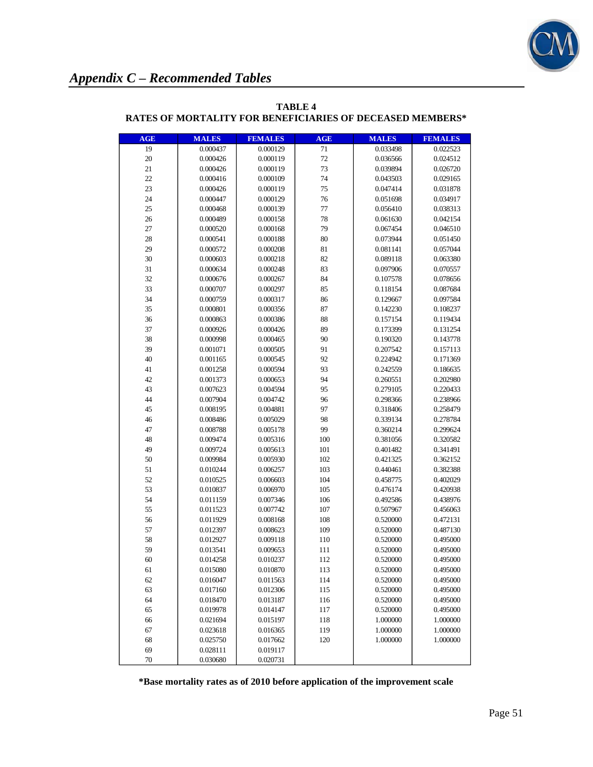## Appendix C – Recommended Tables

**TABLE 4**
**RATES OF MORTALITY FOR BENEFICIARIES OF DECEASED MEMBERS***

| AGE | MALES | FEMALES | AGE | MALES | FEMALES |
|---|---|---|---|---|---|
| 19 | 0.000437 | 0.000129 | 71 | 0.033498 | 0.022523 |
| 20 | 0.000426 | 0.000119 | 72 | 0.036566 | 0.024512 |
| 21 | 0.000426 | 0.000119 | 73 | 0.039894 | 0.026720 |
| 22 | 0.000416 | 0.000109 | 74 | 0.043503 | 0.029165 |
| 23 | 0.000426 | 0.000119 | 75 | 0.047414 | 0.031878 |
| 24 | 0.000447 | 0.000129 | 76 | 0.051698 | 0.034917 |
| 25 | 0.000468 | 0.000139 | 77 | 0.056410 | 0.038313 |
| 26 | 0.000489 | 0.000158 | 78 | 0.061630 | 0.042154 |
| 27 | 0.000520 | 0.000168 | 79 | 0.067454 | 0.046510 |
| 28 | 0.000541 | 0.000188 | 80 | 0.073944 | 0.051450 |
| 29 | 0.000572 | 0.000208 | 81 | 0.081141 | 0.057044 |
| 30 | 0.000603 | 0.000218 | 82 | 0.089118 | 0.063380 |
| 31 | 0.000634 | 0.000248 | 83 | 0.097906 | 0.070557 |
| 32 | 0.000676 | 0.000267 | 84 | 0.107578 | 0.078656 |
| 33 | 0.000707 | 0.000297 | 85 | 0.118154 | 0.087684 |
| 34 | 0.000759 | 0.000317 | 86 | 0.129667 | 0.097584 |
| 35 | 0.000801 | 0.000356 | 87 | 0.142230 | 0.108237 |
| 36 | 0.000863 | 0.000386 | 88 | 0.157154 | 0.119434 |
| 37 | 0.000926 | 0.000426 | 89 | 0.173399 | 0.131254 |
| 38 | 0.000998 | 0.000465 | 90 | 0.190320 | 0.143778 |
| 39 | 0.001071 | 0.000505 | 91 | 0.207542 | 0.157113 |
| 40 | 0.001165 | 0.000545 | 92 | 0.224942 | 0.171369 |
| 41 | 0.001258 | 0.000594 | 93 | 0.242559 | 0.186635 |
| 42 | 0.001373 | 0.000653 | 94 | 0.260551 | 0.202980 |
| 43 | 0.007623 | 0.004594 | 95 | 0.279105 | 0.220433 |
| 44 | 0.007904 | 0.004742 | 96 | 0.298366 | 0.238966 |
| 45 | 0.008195 | 0.004881 | 97 | 0.318406 | 0.258479 |
| 46 | 0.008486 | 0.005029 | 98 | 0.339134 | 0.278784 |
| 47 | 0.008788 | 0.005178 | 99 | 0.360214 | 0.299624 |
| 48 | 0.009474 | 0.005316 | 100 | 0.381056 | 0.320582 |
| 49 | 0.009724 | 0.005613 | 101 | 0.401482 | 0.341491 |
| 50 | 0.009984 | 0.005930 | 102 | 0.421325 | 0.362152 |
| 51 | 0.010244 | 0.006257 | 103 | 0.440461 | 0.382388 |
| 52 | 0.010525 | 0.006603 | 104 | 0.458775 | 0.402029 |
| 53 | 0.010837 | 0.006970 | 105 | 0.476174 | 0.420938 |
| 54 | 0.011159 | 0.007346 | 106 | 0.492586 | 0.438976 |
| 55 | 0.011523 | 0.007742 | 107 | 0.507967 | 0.456063 |
| 56 | 0.011929 | 0.008168 | 108 | 0.520000 | 0.472131 |
| 57 | 0.012397 | 0.008623 | 109 | 0.520000 | 0.487130 |
| 58 | 0.012927 | 0.009118 | 110 | 0.520000 | 0.495000 |
| 59 | 0.013541 | 0.009653 | 111 | 0.520000 | 0.495000 |
| 60 | 0.014258 | 0.010237 | 112 | 0.520000 | 0.495000 |
| 61 | 0.015080 | 0.010870 | 113 | 0.520000 | 0.495000 |
| 62 | 0.016047 | 0.011563 | 114 | 0.520000 | 0.495000 |
| 63 | 0.017160 | 0.012306 | 115 | 0.520000 | 0.495000 |
| 64 | 0.018470 | 0.013187 | 116 | 0.520000 | 0.495000 |
| 65 | 0.019978 | 0.014147 | 117 | 0.520000 | 0.495000 |
| 66 | 0.021694 | 0.015197 | 118 | 1.000000 | 1.000000 |
| 67 | 0.023618 | 0.016365 | 119 | 1.000000 | 1.000000 |
| 68 | 0.025750 | 0.017662 | 120 | 1.000000 | 1.000000 |
| 69 | 0.028111 | 0.019117 | | | |
| 70 | 0.030680 | 0.020731 | | | |

***Base mortality rates as of 2010 before application of the improvement scale**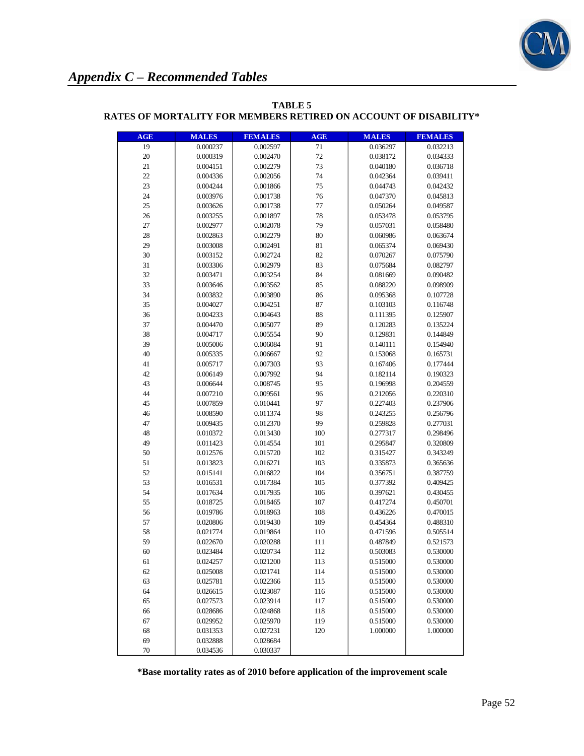## *Appendix C – Recommended Tables*

**TABLE 5**
**RATES OF MORTALITY FOR MEMBERS RETIRED ON ACCOUNT OF DISABILITY***

| AGE | MALES | FEMALES | AGE | MALES | FEMALES |
|---|---|---|---|---|---|
| 19 | 0.000237 | 0.002597 | 71 | 0.036297 | 0.032213 |
| 20 | 0.000319 | 0.002470 | 72 | 0.038172 | 0.034333 |
| 21 | 0.004151 | 0.002279 | 73 | 0.040180 | 0.036718 |
| 22 | 0.004336 | 0.002056 | 74 | 0.042364 | 0.039411 |
| 23 | 0.004244 | 0.001866 | 75 | 0.044743 | 0.042432 |
| 24 | 0.003976 | 0.001738 | 76 | 0.047370 | 0.045813 |
| 25 | 0.003626 | 0.001738 | 77 | 0.050264 | 0.049587 |
| 26 | 0.003255 | 0.001897 | 78 | 0.053478 | 0.053795 |
| 27 | 0.002977 | 0.002078 | 79 | 0.057031 | 0.058480 |
| 28 | 0.002863 | 0.002279 | 80 | 0.060986 | 0.063674 |
| 29 | 0.003008 | 0.002491 | 81 | 0.065374 | 0.069430 |
| 30 | 0.003152 | 0.002724 | 82 | 0.070267 | 0.075790 |
| 31 | 0.003306 | 0.002979 | 83 | 0.075684 | 0.082797 |
| 32 | 0.003471 | 0.003254 | 84 | 0.081669 | 0.090482 |
| 33 | 0.003646 | 0.003562 | 85 | 0.088220 | 0.098909 |
| 34 | 0.003832 | 0.003890 | 86 | 0.095368 | 0.107728 |
| 35 | 0.004027 | 0.004251 | 87 | 0.103103 | 0.116748 |
| 36 | 0.004233 | 0.004643 | 88 | 0.111395 | 0.125907 |
| 37 | 0.004470 | 0.005077 | 89 | 0.120283 | 0.135224 |
| 38 | 0.004717 | 0.005554 | 90 | 0.129831 | 0.144849 |
| 39 | 0.005006 | 0.006084 | 91 | 0.140111 | 0.154940 |
| 40 | 0.005335 | 0.006667 | 92 | 0.153068 | 0.165731 |
| 41 | 0.005717 | 0.007303 | 93 | 0.167406 | 0.177444 |
| 42 | 0.006149 | 0.007992 | 94 | 0.182114 | 0.190323 |
| 43 | 0.006644 | 0.008745 | 95 | 0.196998 | 0.204559 |
| 44 | 0.007210 | 0.009561 | 96 | 0.212056 | 0.220310 |
| 45 | 0.007859 | 0.010441 | 97 | 0.227403 | 0.237906 |
| 46 | 0.008590 | 0.011374 | 98 | 0.243255 | 0.256796 |
| 47 | 0.009435 | 0.012370 | 99 | 0.259828 | 0.277031 |
| 48 | 0.010372 | 0.013430 | 100 | 0.277317 | 0.298496 |
| 49 | 0.011423 | 0.014554 | 101 | 0.295847 | 0.320809 |
| 50 | 0.012576 | 0.015720 | 102 | 0.315427 | 0.343249 |
| 51 | 0.013823 | 0.016271 | 103 | 0.335873 | 0.365636 |
| 52 | 0.015141 | 0.016822 | 104 | 0.356751 | 0.387759 |
| 53 | 0.016531 | 0.017384 | 105 | 0.377392 | 0.409425 |
| 54 | 0.017634 | 0.017935 | 106 | 0.397621 | 0.430455 |
| 55 | 0.018725 | 0.018465 | 107 | 0.417274 | 0.450701 |
| 56 | 0.019786 | 0.018963 | 108 | 0.436226 | 0.470015 |
| 57 | 0.020806 | 0.019430 | 109 | 0.454364 | 0.488310 |
| 58 | 0.021774 | 0.019864 | 110 | 0.471596 | 0.505514 |
| 59 | 0.022670 | 0.020288 | 111 | 0.487849 | 0.521573 |
| 60 | 0.023484 | 0.020734 | 112 | 0.503083 | 0.530000 |
| 61 | 0.024257 | 0.021200 | 113 | 0.515000 | 0.530000 |
| 62 | 0.025008 | 0.021741 | 114 | 0.515000 | 0.530000 |
| 63 | 0.025781 | 0.022366 | 115 | 0.515000 | 0.530000 |
| 64 | 0.026615 | 0.023087 | 116 | 0.515000 | 0.530000 |
| 65 | 0.027573 | 0.023914 | 117 | 0.515000 | 0.530000 |
| 66 | 0.028686 | 0.024868 | 118 | 0.515000 | 0.530000 |
| 67 | 0.029952 | 0.025970 | 119 | 0.515000 | 0.530000 |
| 68 | 0.031353 | 0.027231 | 120 | 1.000000 | 1.000000 |
| 69 | 0.032888 | 0.028684 | | | |
| 70 | 0.034536 | 0.030337 | | | |

***Base mortality rates as of 2010 before application of the improvement scale**